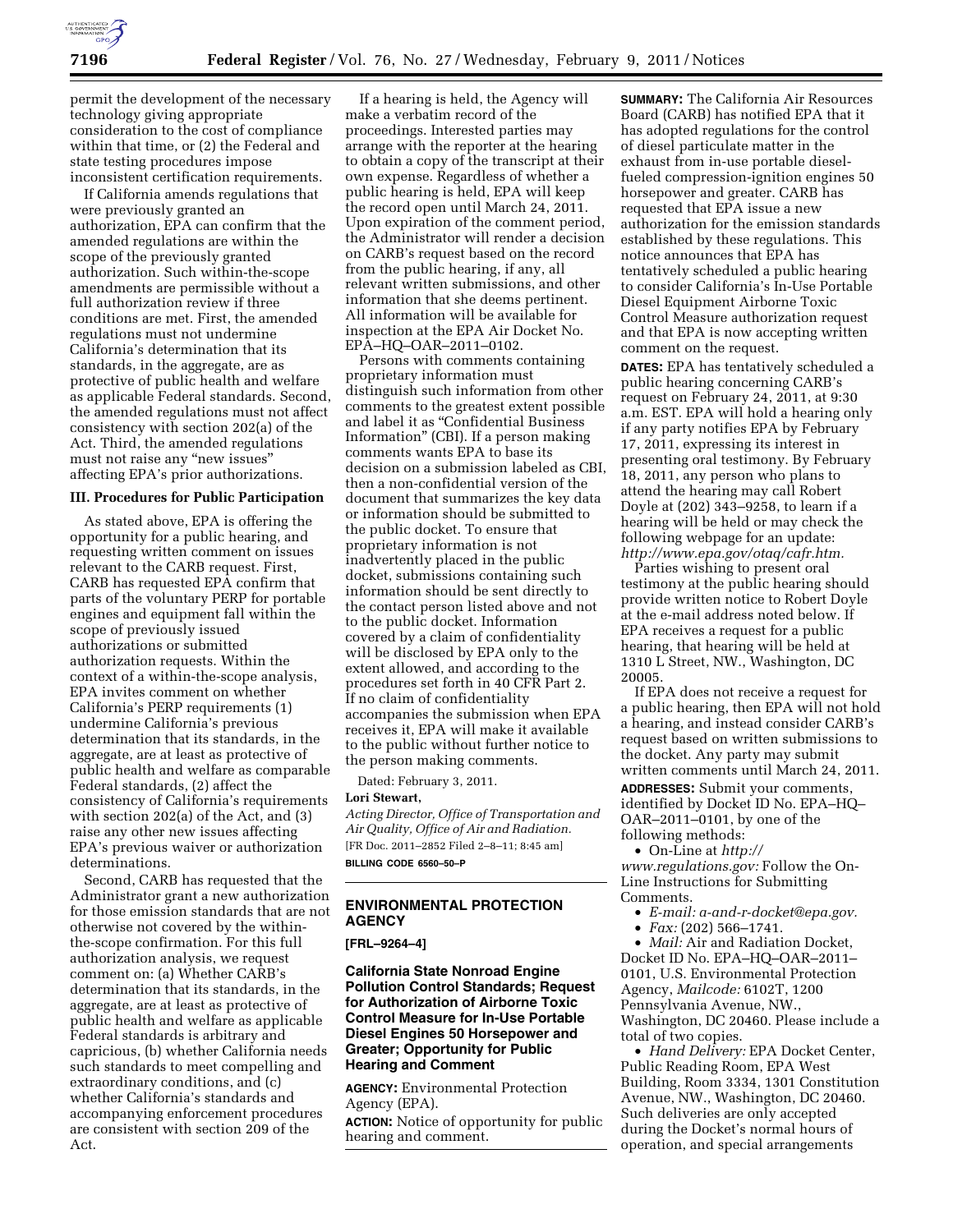permit the development of the necessary technology giving appropriate consideration to the cost of compliance within that time, or (2) the Federal and state testing procedures impose inconsistent certification requirements.

If California amends regulations that were previously granted an authorization, EPA can confirm that the amended regulations are within the scope of the previously granted authorization. Such within-the-scope amendments are permissible without a full authorization review if three conditions are met. First, the amended regulations must not undermine California's determination that its standards, in the aggregate, are as protective of public health and welfare as applicable Federal standards. Second, the amended regulations must not affect consistency with section 202(a) of the Act. Third, the amended regulations must not raise any "new issues" affecting EPA's prior authorizations.

### III. Procedures for Public Participation

As stated above, EPA is offering the opportunity for a public hearing, and requesting written comment on issues relevant to the CARB request. First, CARB has requested EPA confirm that parts of the voluntary PERP for portable engines and equipment fall within the scope of previously issued authorizations or submitted authorization requests. Within the context of a within-the-scope analysis, EPA invites comment on whether California's PERP requirements (1) undermine California's previous determination that its standards, in the aggregate, are at least as protective of public health and welfare as comparable Federal standards, (2) affect the consistency of California's requirements with section 202(a) of the Act, and (3) raise any other new issues affecting EPA's previous waiver or authorization determinations.

Second, CARB has requested that the Administrator grant a new authorization for those emission standards that are not otherwise not covered by the within-the-scope confirmation. For this full authorization analysis, we request comment on: (a) Whether CARB's determination that its standards, in the aggregate, are at least as protective of public health and welfare as applicable Federal standards is arbitrary and capricious, (b) whether California needs such standards to meet compelling and extraordinary conditions, and (c) whether California's standards and accompanying enforcement procedures are consistent with section 209 of the Act.

If a hearing is held, the Agency will make a verbatim record of the proceedings. Interested parties may arrange with the reporter at the hearing to obtain a copy of the transcript at their own expense. Regardless of whether a public hearing is held, EPA will keep the record open until March 24, 2011. Upon expiration of the comment period, the Administrator will render a decision on CARB's request based on the record from the public hearing, if any, all relevant written submissions, and other information that she deems pertinent. All information will be available for inspection at the EPA Air Docket No. EPA–HQ–OAR–2011–0102.

Persons with comments containing proprietary information must distinguish such information from other comments to the greatest extent possible and label it as "Confidential Business Information" (CBI). If a person making comments wants EPA to base its decision on a submission labeled as CBI, then a non-confidential version of the document that summarizes the key data or information should be submitted to the public docket. To ensure that proprietary information is not inadvertently placed in the public docket, submissions containing such information should be sent directly to the contact person listed above and not to the public docket. Information covered by a claim of confidentiality will be disclosed by EPA only to the extent allowed, and according to the procedures set forth in 40 CFR Part 2. If no claim of confidentiality accompanies the submission when EPA receives it, EPA will make it available to the public without further notice to the person making comments.

Dated: February 3, 2011.

**Lori Stewart,**

*Acting Director, Office of Transportation and Air Quality, Office of Air and Radiation.*

[FR Doc. 2011–2852 Filed 2–8–11; 8:45 am]

**BILLING CODE 6560–50–P**

## ENVIRONMENTAL PROTECTION AGENCY

**[FRL–9264–4]**

## California State Nonroad Engine Pollution Control Standards; Request for Authorization of Airborne Toxic Control Measure for In-Use Portable Diesel Engines 50 Horsepower and Greater; Opportunity for Public Hearing and Comment

**AGENCY:** Environmental Protection Agency (EPA).

**ACTION:** Notice of opportunity for public hearing and comment.

**SUMMARY:** The California Air Resources Board (CARB) has notified EPA that it has adopted regulations for the control of diesel particulate matter in the exhaust from in-use portable diesel-fueled compression-ignition engines 50 horsepower and greater. CARB has requested that EPA issue a new authorization for the emission standards established by these regulations. This notice announces that EPA has tentatively scheduled a public hearing to consider California's In-Use Portable Diesel Equipment Airborne Toxic Control Measure authorization request and that EPA is now accepting written comment on the request.

**DATES:** EPA has tentatively scheduled a public hearing concerning CARB's request on February 24, 2011, at 9:30 a.m. EST. EPA will hold a hearing only if any party notifies EPA by February 17, 2011, expressing its interest in presenting oral testimony. By February 18, 2011, any person who plans to attend the hearing may call Robert Doyle at (202) 343–9258, to learn if a hearing will be held or may check the following webpage for an update: *http://www.epa.gov/otaq/cafr.htm.*

Parties wishing to present oral testimony at the public hearing should provide written notice to Robert Doyle at the e-mail address noted below. If EPA receives a request for a public hearing, that hearing will be held at 1310 L Street, NW., Washington, DC 20005.

If EPA does not receive a request for a public hearing, then EPA will not hold a hearing, and instead consider CARB's request based on written submissions to the docket. Any party may submit written comments until March 24, 2011.

**ADDRESSES:** Submit your comments, identified by Docket ID No. EPA–HQ–OAR–2011–0101, by one of the following methods:

- On-Line at *http://www.regulations.gov:* Follow the On-Line Instructions for Submitting Comments.
- *E-mail: a-and-r-docket@epa.gov.*
- *Fax:* (202) 566–1741.
- *Mail:* Air and Radiation Docket, Docket ID No. EPA–HQ–OAR–2011–0101, U.S. Environmental Protection Agency, *Mailcode:* 6102T, 1200 Pennsylvania Avenue, NW., Washington, DC 20460. Please include a total of two copies.
- *Hand Delivery:* EPA Docket Center, Public Reading Room, EPA West Building, Room 3334, 1301 Constitution Avenue, NW., Washington, DC 20460. Such deliveries are only accepted during the Docket's normal hours of operation, and special arrangements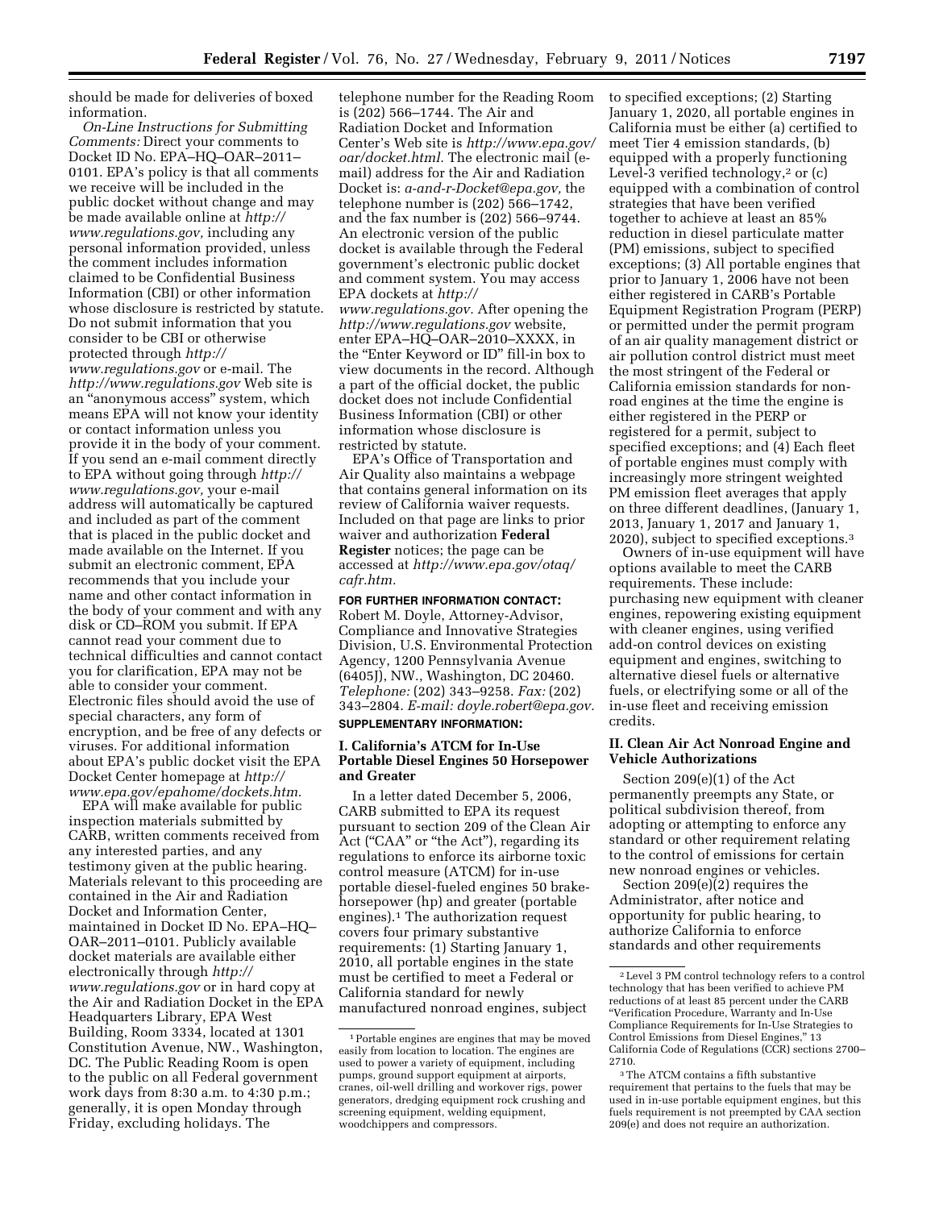should be made for deliveries of boxed information.

*On-Line Instructions for Submitting Comments:* Direct your comments to Docket ID No. EPA–HQ–OAR–2011–0101. EPA's policy is that all comments we receive will be included in the public docket without change and may be made available online at *http://www.regulations.gov,* including any personal information provided, unless the comment includes information claimed to be Confidential Business Information (CBI) or other information whose disclosure is restricted by statute. Do not submit information that you consider to be CBI or otherwise protected through *http://www.regulations.gov* or e-mail. The *http://www.regulations.gov* Web site is an "anonymous access" system, which means EPA will not know your identity or contact information unless you provide it in the body of your comment. If you send an e-mail comment directly to EPA without going through *http://www.regulations.gov,* your e-mail address will automatically be captured and included as part of the comment that is placed in the public docket and made available on the Internet. If you submit an electronic comment, EPA recommends that you include your name and other contact information in the body of your comment and with any disk or CD–ROM you submit. If EPA cannot read your comment due to technical difficulties and cannot contact you for clarification, EPA may not be able to consider your comment. Electronic files should avoid the use of special characters, any form of encryption, and be free of any defects or viruses. For additional information about EPA's public docket visit the EPA Docket Center homepage at *http://www.epa.gov/epahome/dockets.htm.*

EPA will make available for public inspection materials submitted by CARB, written comments received from any interested parties, and any testimony given at the public hearing. Materials relevant to this proceeding are contained in the Air and Radiation Docket and Information Center, maintained in Docket ID No. EPA–HQ–OAR–2011–0101. Publicly available docket materials are available either electronically through *http://www.regulations.gov* or in hard copy at the Air and Radiation Docket in the EPA Headquarters Library, EPA West Building, Room 3334, located at 1301 Constitution Avenue, NW., Washington, DC. The Public Reading Room is open to the public on all Federal government work days from 8:30 a.m. to 4:30 p.m.; generally, it is open Monday through Friday, excluding holidays. The telephone number for the Reading Room is (202) 566–1744. The Air and Radiation Docket and Information Center's Web site is *http://www.epa.gov/oar/docket.html.* The electronic mail (e-mail) address for the Air and Radiation Docket is: *a-and-r-Docket@epa.gov,* the telephone number is (202) 566–1742, and the fax number is (202) 566–9744. An electronic version of the public docket is available through the Federal government's electronic public docket and comment system. You may access EPA dockets at *http://www.regulations.gov.* After opening the *http://www.regulations.gov* website, enter EPA–HQ–OAR–2010–XXXX, in the "Enter Keyword or ID" fill-in box to view documents in the record. Although a part of the official docket, the public docket does not include Confidential Business Information (CBI) or other information whose disclosure is restricted by statute.

EPA's Office of Transportation and Air Quality also maintains a webpage that contains general information on its review of California waiver requests. Included on that page are links to prior waiver and authorization **Federal Register** notices; the page can be accessed at *http://www.epa.gov/otaq/cafr.htm.*

**FOR FURTHER INFORMATION CONTACT:** Robert M. Doyle, Attorney-Advisor, Compliance and Innovative Strategies Division, U.S. Environmental Protection Agency, 1200 Pennsylvania Avenue (6405J), NW., Washington, DC 20460. *Telephone:* (202) 343–9258. *Fax:* (202) 343–2804. *E-mail: doyle.robert@epa.gov.*

**SUPPLEMENTARY INFORMATION:**

## I. California's ATCM for In-Use Portable Diesel Engines 50 Horsepower and Greater

In a letter dated December 5, 2006, CARB submitted to EPA its request pursuant to section 209 of the Clean Air Act ("CAA" or "the Act"), regarding its regulations to enforce its airborne toxic control measure (ATCM) for in-use portable diesel-fueled engines 50 brake-horsepower (hp) and greater (portable engines).[1] The authorization request covers four primary substantive requirements: (1) Starting January 1, 2010, all portable engines in the state must be certified to meet a Federal or California standard for newly manufactured nonroad engines, subject to specified exceptions; (2) Starting January 1, 2020, all portable engines in California must be either (a) certified to meet Tier 4 emission standards, (b) equipped with a properly functioning Level-3 verified technology,[2] or (c) equipped with a combination of control strategies that have been verified together to achieve at least an 85% reduction in diesel particulate matter (PM) emissions, subject to specified exceptions; (3) All portable engines that prior to January 1, 2006 have not been either registered in CARB's Portable Equipment Registration Program (PERP) or permitted under the permit program of an air quality management district or air pollution control district must meet the most stringent of the Federal or California emission standards for non-road engines at the time the engine is either registered in the PERP or registered for a permit, subject to specified exceptions; and (4) Each fleet of portable engines must comply with increasingly more stringent weighted PM emission fleet averages that apply on three different deadlines, (January 1, 2013, January 1, 2017 and January 1, 2020), subject to specified exceptions.[3]

Owners of in-use equipment will have options available to meet the CARB requirements. These include: purchasing new equipment with cleaner engines, repowering existing equipment with cleaner engines, using verified add-on control devices on existing equipment and engines, switching to alternative diesel fuels or alternative fuels, or electrifying some or all of the in-use fleet and receiving emission credits.

## II. Clean Air Act Nonroad Engine and Vehicle Authorizations

Section 209(e)(1) of the Act permanently preempts any State, or political subdivision thereof, from adopting or attempting to enforce any standard or other requirement relating to the control of emissions for certain new nonroad engines or vehicles.

Section 209(e)(2) requires the Administrator, after notice and opportunity for public hearing, to authorize California to enforce standards and other requirements

---

[1] Portable engines are engines that may be moved easily from location to location. The engines are used to power a variety of equipment, including pumps, ground support equipment at airports, cranes, oil-well drilling and workover rigs, power generators, dredging equipment rock crushing and screening equipment, welding equipment, woodchippers and compressors.

[2] Level 3 PM control technology refers to a control technology that has been verified to achieve PM reductions of at least 85 percent under the CARB "Verification Procedure, Warranty and In-Use Compliance Requirements for In-Use Strategies to Control Emissions from Diesel Engines," 13 California Code of Regulations (CCR) sections 2700–2710.

[3] The ATCM contains a fifth substantive requirement that pertains to the fuels that may be used in in-use portable equipment engines, but this fuels requirement is not preempted by CAA section 209(e) and does not require an authorization.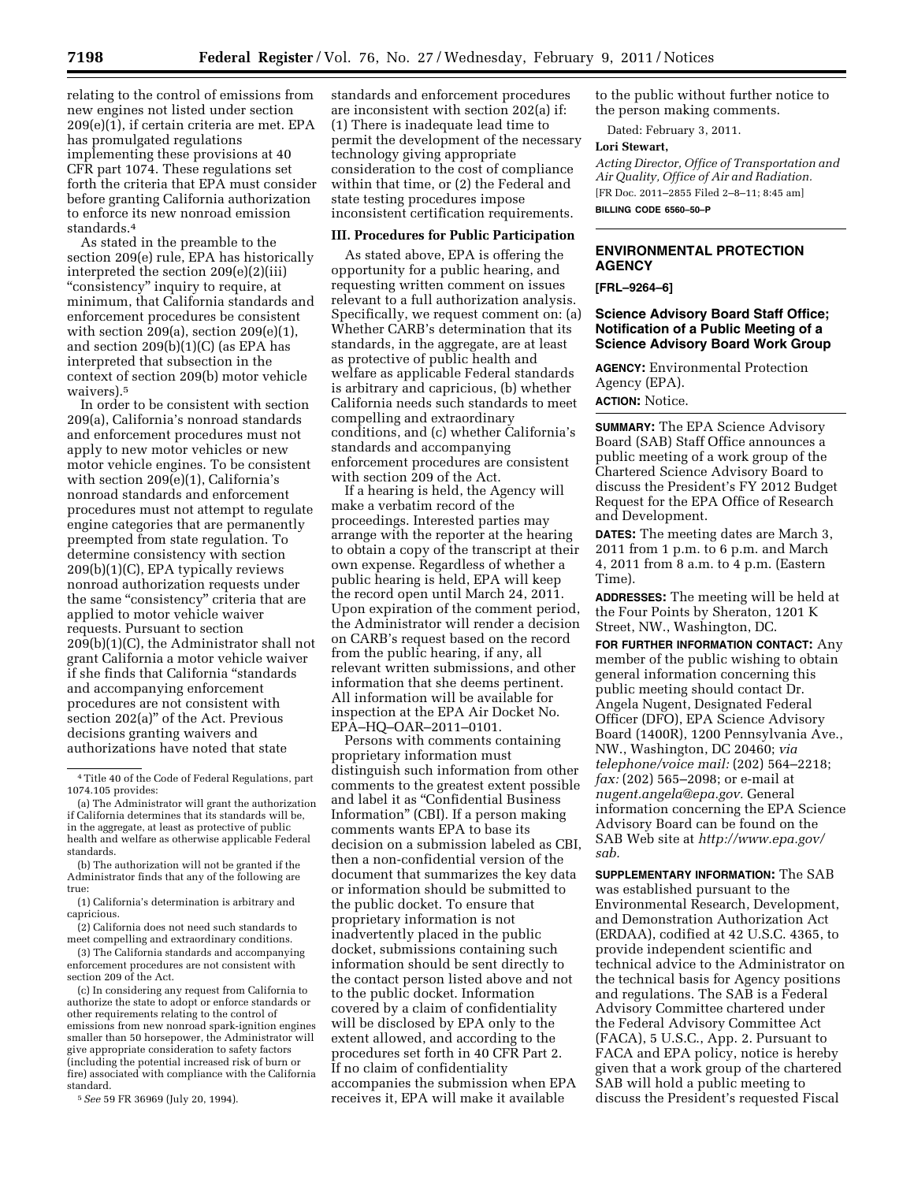relating to the control of emissions from new engines not listed under section 209(e)(1), if certain criteria are met. EPA has promulgated regulations implementing these provisions at 40 CFR part 1074. These regulations set forth the criteria that EPA must consider before granting California authorization to enforce its new nonroad emission standards.[4]

As stated in the preamble to the section 209(e) rule, EPA has historically interpreted the section 209(e)(2)(iii) "consistency" inquiry to require, at minimum, that California standards and enforcement procedures be consistent with section 209(a), section 209(e)(1), and section 209(b)(1)(C) (as EPA has interpreted that subsection in the context of section 209(b) motor vehicle waivers).[5]

In order to be consistent with section 209(a), California's nonroad standards and enforcement procedures must not apply to new motor vehicles or new motor vehicle engines. To be consistent with section 209(e)(1), California's nonroad standards and enforcement procedures must not attempt to regulate engine categories that are permanently preempted from state regulation. To determine consistency with section 209(b)(1)(C), EPA typically reviews nonroad authorization requests under the same "consistency" criteria that are applied to motor vehicle waiver requests. Pursuant to section 209(b)(1)(C), the Administrator shall not grant California a motor vehicle waiver if she finds that California "standards and accompanying enforcement procedures are not consistent with section 202(a)" of the Act. Previous decisions granting waivers and authorizations have noted that state standards and enforcement procedures are inconsistent with section 202(a) if: (1) There is inadequate lead time to permit the development of the necessary technology giving appropriate consideration to the cost of compliance within that time, or (2) the Federal and state testing procedures impose inconsistent certification requirements.

## III. Procedures for Public Participation

As stated above, EPA is offering the opportunity for a public hearing, and requesting written comment on issues relevant to a full authorization analysis. Specifically, we request comment on: (a) Whether CARB's determination that its standards, in the aggregate, are at least as protective of public health and welfare as applicable Federal standards is arbitrary and capricious, (b) whether California needs such standards to meet compelling and extraordinary conditions, and (c) whether California's standards and accompanying enforcement procedures are consistent with section 209 of the Act.

If a hearing is held, the Agency will make a verbatim record of the proceedings. Interested parties may arrange with the reporter at the hearing to obtain a copy of the transcript at their own expense. Regardless of whether a public hearing is held, EPA will keep the record open until March 24, 2011. Upon expiration of the comment period, the Administrator will render a decision on CARB's request based on the record from the public hearing, if any, all relevant written submissions, and other information that she deems pertinent. All information will be available for inspection at the EPA Air Docket No. EPA–HQ–OAR–2011–0101.

Persons with comments containing proprietary information must distinguish such information from other comments to the greatest extent possible and label it as "Confidential Business Information" (CBI). If a person making comments wants EPA to base its decision on a submission labeled as CBI, then a non-confidential version of the document that summarizes the key data or information should be submitted to the public docket. To ensure that proprietary information is not inadvertently placed in the public docket, submissions containing such information should be sent directly to the contact person listed above and not to the public docket. Information covered by a claim of confidentiality will be disclosed by EPA only to the extent allowed, and according to the procedures set forth in 40 CFR Part 2. If no claim of confidentiality accompanies the submission when EPA receives it, EPA will make it available to the public without further notice to the person making comments.

Dated: February 3, 2011.

**Lori Stewart,**

*Acting Director, Office of Transportation and Air Quality, Office of Air and Radiation.*

[FR Doc. 2011–2855 Filed 2–8–11; 8:45 am]

**BILLING CODE 6560–50–P**

---

[4] Title 40 of the Code of Federal Regulations, part 1074.105 provides:

(a) The Administrator will grant the authorization if California determines that its standards will be, in the aggregate, at least as protective of public health and welfare as otherwise applicable Federal standards.

(b) The authorization will not be granted if the Administrator finds that any of the following are true:

(1) California's determination is arbitrary and capricious.

(2) California does not need such standards to meet compelling and extraordinary conditions.

(3) The California standards and accompanying enforcement procedures are not consistent with section 209 of the Act.

(c) In considering any request from California to authorize the state to adopt or enforce standards or other requirements relating to the control of emissions from new nonroad spark-ignition engines smaller than 50 horsepower, the Administrator will give appropriate consideration to safety factors (including the potential increased risk of burn or fire) associated with compliance with the California standard.

[5] *See* 59 FR 36969 (July 20, 1994).

---

## ENVIRONMENTAL PROTECTION AGENCY

**[FRL–9264–6]**

### Science Advisory Board Staff Office; Notification of a Public Meeting of a Science Advisory Board Work Group

**AGENCY:** Environmental Protection Agency (EPA).

**ACTION:** Notice.

---

**SUMMARY:** The EPA Science Advisory Board (SAB) Staff Office announces a public meeting of a work group of the Chartered Science Advisory Board to discuss the President's FY 2012 Budget Request for the EPA Office of Research and Development.

**DATES:** The meeting dates are March 3, 2011 from 1 p.m. to 6 p.m. and March 4, 2011 from 8 a.m. to 4 p.m. (Eastern Time).

**ADDRESSES:** The meeting will be held at the Four Points by Sheraton, 1201 K Street, NW., Washington, DC.

**FOR FURTHER INFORMATION CONTACT:** Any member of the public wishing to obtain general information concerning this public meeting should contact Dr. Angela Nugent, Designated Federal Officer (DFO), EPA Science Advisory Board (1400R), 1200 Pennsylvania Ave., NW., Washington, DC 20460; *via telephone/voice mail:* (202) 564–2218; *fax:* (202) 565–2098; or e-mail at *nugent.angela@epa.gov.* General information concerning the EPA Science Advisory Board can be found on the SAB Web site at *http://www.epa.gov/sab.*

**SUPPLEMENTARY INFORMATION:** The SAB was established pursuant to the Environmental Research, Development, and Demonstration Authorization Act (ERDAA), codified at 42 U.S.C. 4365, to provide independent scientific and technical advice to the Administrator on the technical basis for Agency positions and regulations. The SAB is a Federal Advisory Committee chartered under the Federal Advisory Committee Act (FACA), 5 U.S.C., App. 2. Pursuant to FACA and EPA policy, notice is hereby given that a work group of the chartered SAB will hold a public meeting to discuss the President's requested Fiscal